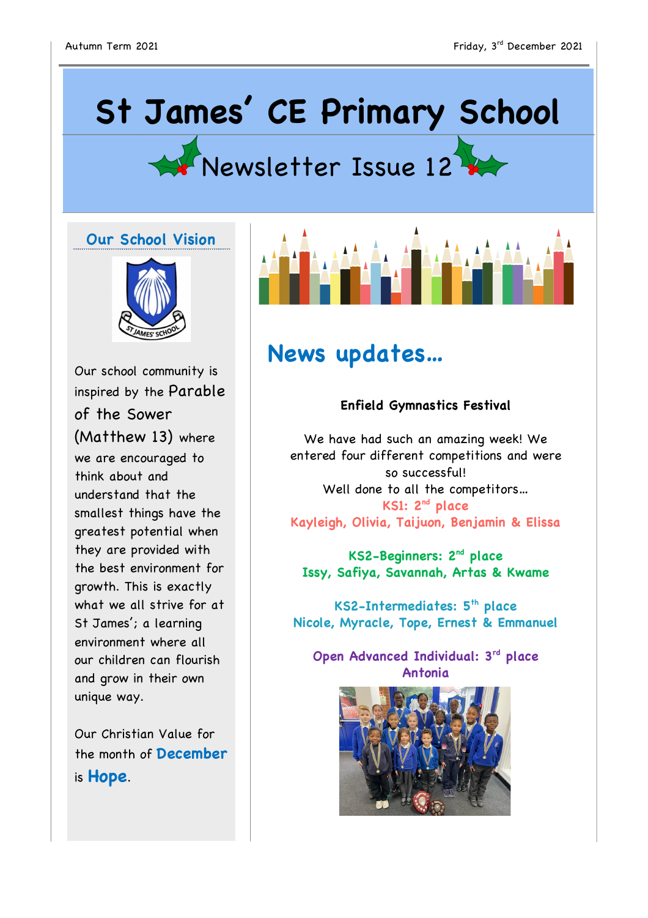# St James' CE Primary School

## Newsletter Issue 12

### Our School Vision

Our school community is inspired by the Parable of the Sower (Matthew 13) where we are encouraged to think about and understand that the smallest things have the greatest potential when they are provided with the best environment for growth. This is exactly what we all strive for at St James'; a learning environment where all our children can flourish and grow in their own unique way.

Our Christian Value for the month of **December** is **Hope**.

## News updates…

**Enfield Gymnastics Festival**

We have had such an amazing week! We entered four different competitions and were so successful!
Well done to all the competitors…

**KS1: 2nd place**
**Kayleigh, Olivia, Taijuon, Benjamin & Elissa**

**KS2-Beginners: 2nd place**
**Issy, Safiya, Savannah, Artas & Kwame**

**KS2-Intermediates: 5th place**
**Nicole, Myracle, Tope, Ernest & Emmanuel**

**Open Advanced Individual: 3rd place**
**Antonia**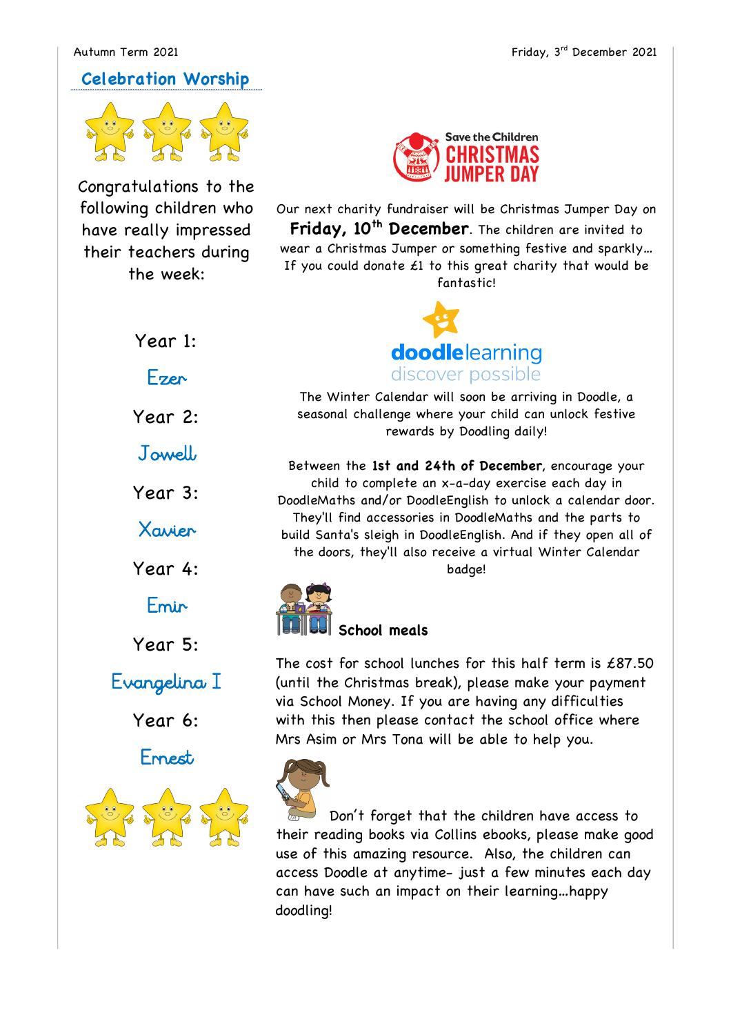Autumn Term 2021

Friday, 3rd December 2021

## Celebration Worship

Congratulations to the following children who have really impressed their teachers during the week:

Year 1:

Ezer

Year 2:

Jowell

Year 3:

Xavier

Year 4:

Emir

Year 5:

Evangelina I

Year 6:

Ernest

Save the Children
CHRISTMAS JUMPER DAY

Our next charity fundraiser will be Christmas Jumper Day on **Friday, 10th December**. The children are invited to wear a Christmas Jumper or something festive and sparkly… If you could donate £1 to this great charity that would be fantastic!

doodlelearning
discover possible

The Winter Calendar will soon be arriving in Doodle, a seasonal challenge where your child can unlock festive rewards by Doodling daily!

Between the **1st and 24th of December**, encourage your child to complete an x-a-day exercise each day in DoodleMaths and/or DoodleEnglish to unlock a calendar door. They'll find accessories in DoodleMaths and the parts to build Santa's sleigh in DoodleEnglish. And if they open all of the doors, they'll also receive a virtual Winter Calendar badge!

**School meals**

The cost for school lunches for this half term is £87.50 (until the Christmas break), please make your payment via School Money. If you are having any difficulties with this then please contact the school office where Mrs Asim or Mrs Tona will be able to help you.

Don't forget that the children have access to their reading books via Collins ebooks, please make good use of this amazing resource. Also, the children can access Doodle at anytime- just a few minutes each day can have such an impact on their learning…happy doodling!